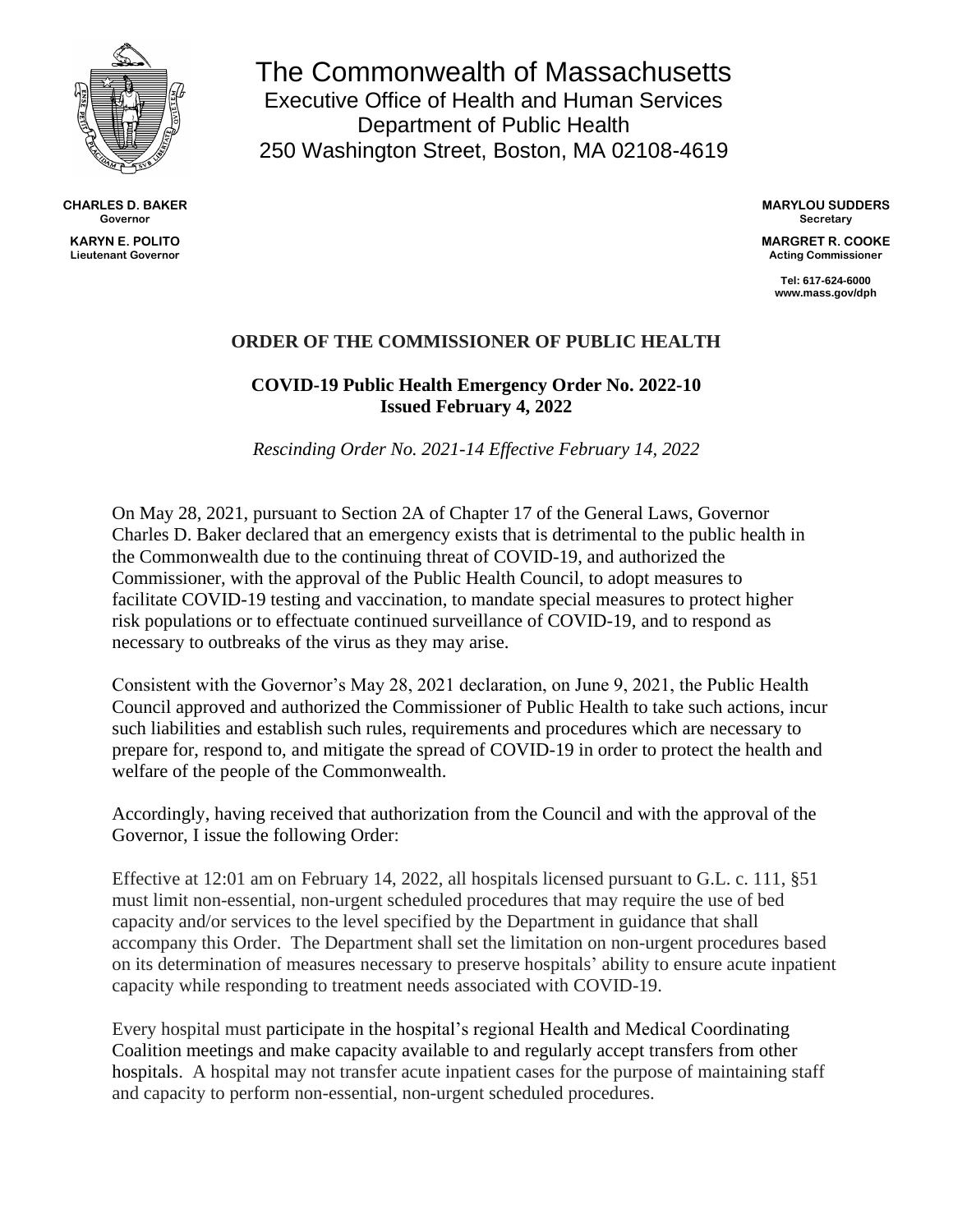# The Commonwealth of Massachusetts

Executive Office of Health and Human Services
Department of Public Health
250 Washington Street, Boston, MA 02108-4619

**CHARLES D. BAKER**
Governor

**KARYN E. POLITO**
Lieutenant Governor

**MARYLOU SUDDERS**
Secretary

**MARGRET R. COOKE**
Acting Commissioner

Tel: 617-624-6000
www.mass.gov/dph

## ORDER OF THE COMMISSIONER OF PUBLIC HEALTH

### COVID-19 Public Health Emergency Order No. 2022-10
### Issued February 4, 2022

*Rescinding Order No. 2021-14 Effective February 14, 2022*

On May 28, 2021, pursuant to Section 2A of Chapter 17 of the General Laws, Governor Charles D. Baker declared that an emergency exists that is detrimental to the public health in the Commonwealth due to the continuing threat of COVID-19, and authorized the Commissioner, with the approval of the Public Health Council, to adopt measures to facilitate COVID-19 testing and vaccination, to mandate special measures to protect higher risk populations or to effectuate continued surveillance of COVID-19, and to respond as necessary to outbreaks of the virus as they may arise.

Consistent with the Governor's May 28, 2021 declaration, on June 9, 2021, the Public Health Council approved and authorized the Commissioner of Public Health to take such actions, incur such liabilities and establish such rules, requirements and procedures which are necessary to prepare for, respond to, and mitigate the spread of COVID-19 in order to protect the health and welfare of the people of the Commonwealth.

Accordingly, having received that authorization from the Council and with the approval of the Governor, I issue the following Order:

Effective at 12:01 am on February 14, 2022, all hospitals licensed pursuant to G.L. c. 111, §51 must limit non-essential, non-urgent scheduled procedures that may require the use of bed capacity and/or services to the level specified by the Department in guidance that shall accompany this Order. The Department shall set the limitation on non-urgent procedures based on its determination of measures necessary to preserve hospitals' ability to ensure acute inpatient capacity while responding to treatment needs associated with COVID-19.

Every hospital must participate in the hospital's regional Health and Medical Coordinating Coalition meetings and make capacity available to and regularly accept transfers from other hospitals. A hospital may not transfer acute inpatient cases for the purpose of maintaining staff and capacity to perform non-essential, non-urgent scheduled procedures.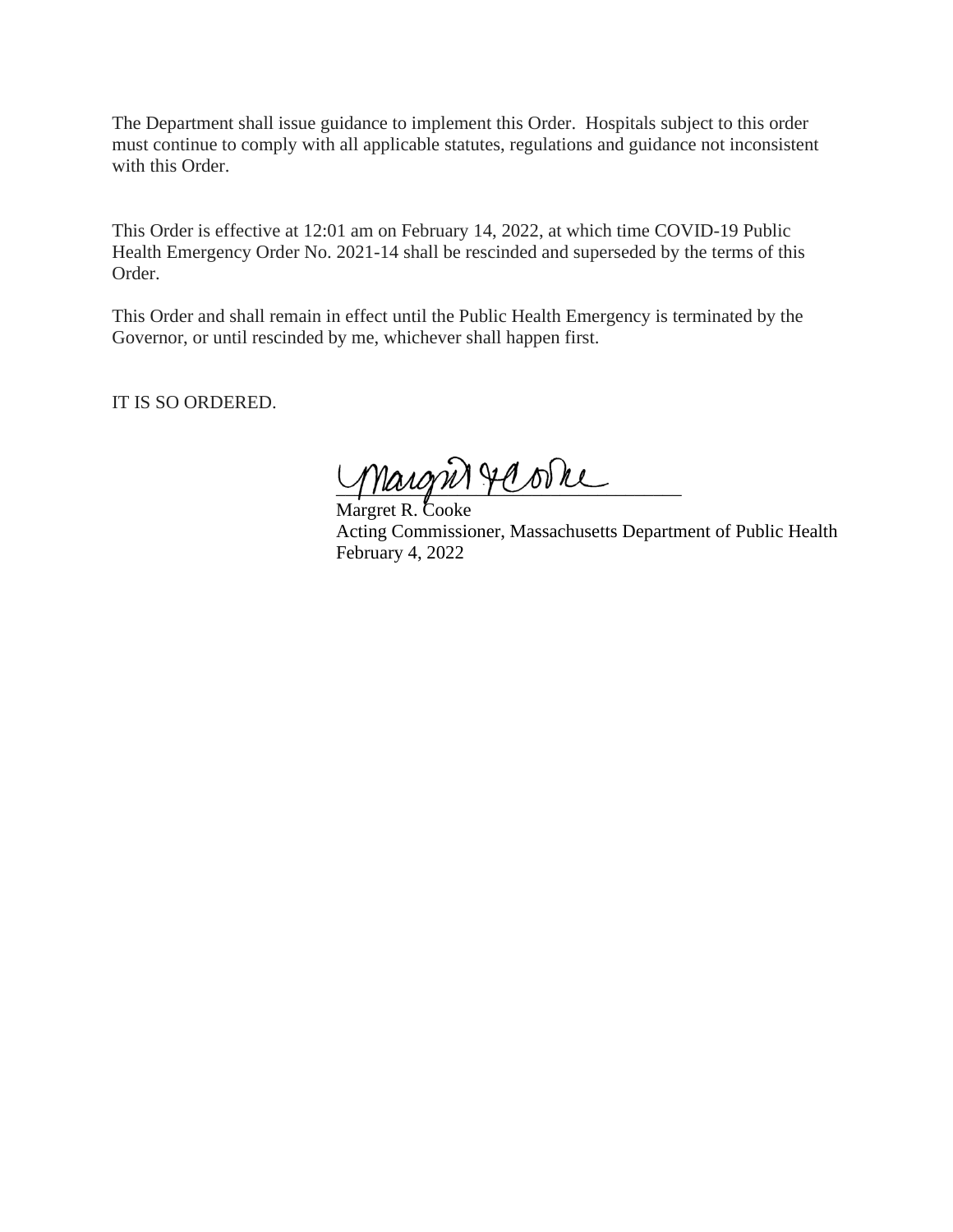The Department shall issue guidance to implement this Order. Hospitals subject to this order must continue to comply with all applicable statutes, regulations and guidance not inconsistent with this Order.

This Order is effective at 12:01 am on February 14, 2022, at which time COVID-19 Public Health Emergency Order No. 2021-14 shall be rescinded and superseded by the terms of this Order.

This Order and shall remain in effect until the Public Health Emergency is terminated by the Governor, or until rescinded by me, whichever shall happen first.

IT IS SO ORDERED.

Margret R. Cooke
Acting Commissioner, Massachusetts Department of Public Health
February 4, 2022